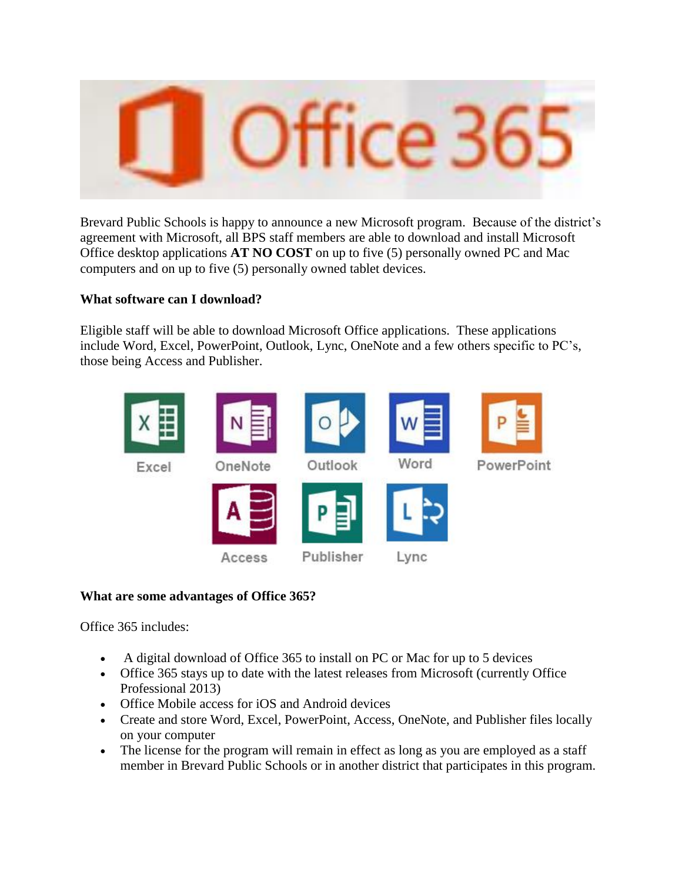Brevard Public Schools is happy to announce a new Microsoft program. Because of the district's agreement with Microsoft, all BPS staff members are able to download and install Microsoft Office desktop applications **AT NO COST** on up to five (5) personally owned PC and Mac computers and on up to five (5) personally owned tablet devices.

**What software can I download?**

Eligible staff will be able to download Microsoft Office applications. These applications include Word, Excel, PowerPoint, Outlook, Lync, OneNote and a few others specific to PC's, those being Access and Publisher.

**What are some advantages of Office 365?**

Office 365 includes:

- A digital download of Office 365 to install on PC or Mac for up to 5 devices
- Office 365 stays up to date with the latest releases from Microsoft (currently Office Professional 2013)
- Office Mobile access for iOS and Android devices
- Create and store Word, Excel, PowerPoint, Access, OneNote, and Publisher files locally on your computer
- The license for the program will remain in effect as long as you are employed as a staff member in Brevard Public Schools or in another district that participates in this program.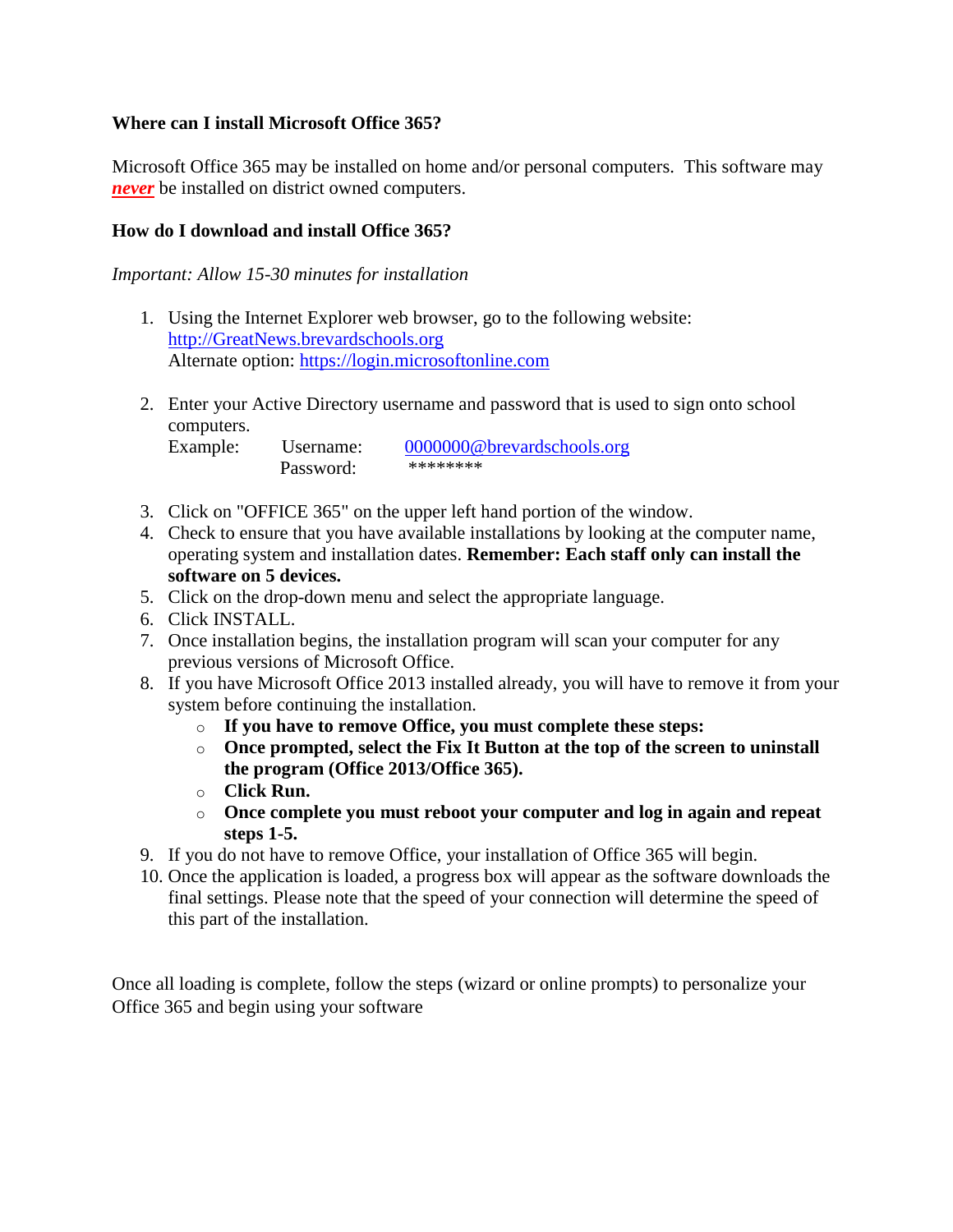**Where can I install Microsoft Office 365?**

Microsoft Office 365 may be installed on home and/or personal computers. This software may ***never*** be installed on district owned computers.

**How do I download and install Office 365?**

*Important: Allow 15-30 minutes for installation*

1. Using the Internet Explorer web browser, go to the following website: http://GreatNews.brevardschools.org
   Alternate option: https://login.microsoftonline.com

2. Enter your Active Directory username and password that is used to sign onto school computers.
   Example: Username: 0000000@brevardschools.org
   Password: ********

3. Click on "OFFICE 365" on the upper left hand portion of the window.
4. Check to ensure that you have available installations by looking at the computer name, operating system and installation dates. **Remember: Each staff only can install the software on 5 devices.**
5. Click on the drop-down menu and select the appropriate language.
6. Click INSTALL.
7. Once installation begins, the installation program will scan your computer for any previous versions of Microsoft Office.
8. If you have Microsoft Office 2013 installed already, you will have to remove it from your system before continuing the installation.
   - **If you have to remove Office, you must complete these steps:**
   - **Once prompted, select the Fix It Button at the top of the screen to uninstall the program (Office 2013/Office 365).**
   - **Click Run.**
   - **Once complete you must reboot your computer and log in again and repeat steps 1-5.**
9. If you do not have to remove Office, your installation of Office 365 will begin.
10. Once the application is loaded, a progress box will appear as the software downloads the final settings. Please note that the speed of your connection will determine the speed of this part of the installation.

Once all loading is complete, follow the steps (wizard or online prompts) to personalize your Office 365 and begin using your software